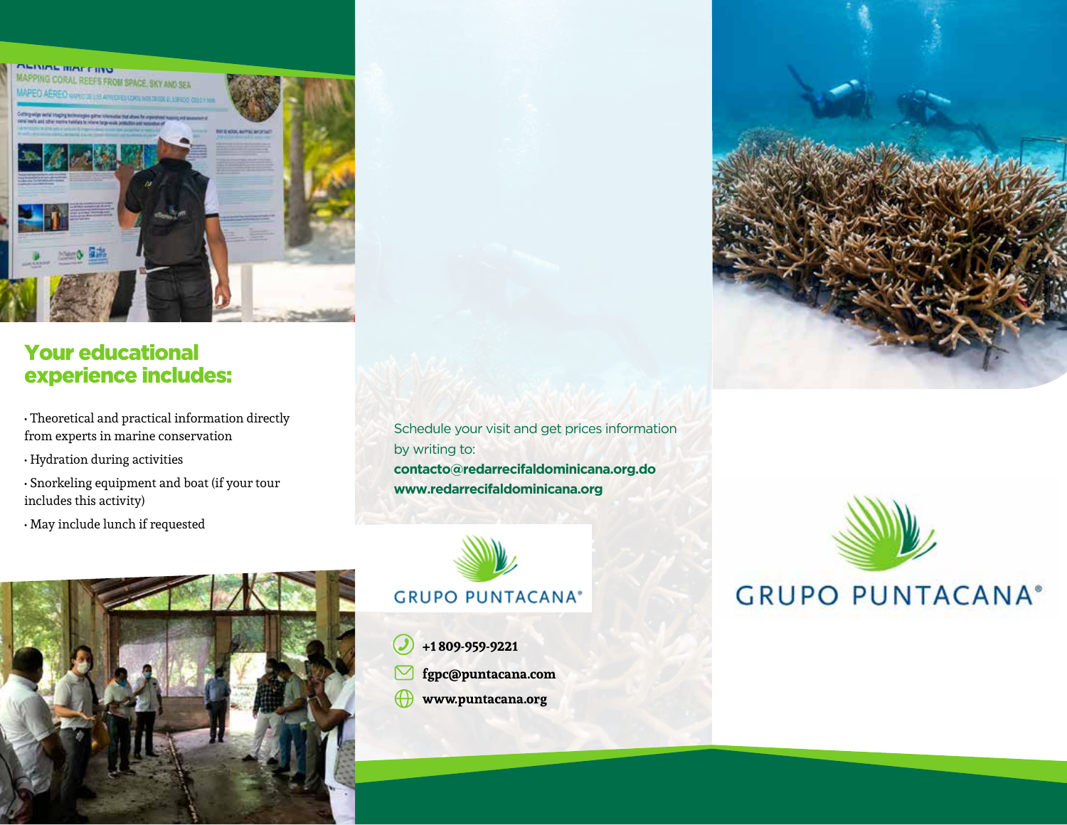## Your educational experience includes:

- Theoretical and practical information directly from experts in marine conservation
- Hydration during activities
- Snorkeling equipment and boat (if your tour includes this activity)
- May include lunch if requested

Schedule your visit and get prices information by writing to:

**contacto@redarrecifaldominicana.org.do**
**www.redarrecifaldominicana.org**

GRUPO PUNTACANA®

**+1 809-959-9221**
**fgpc@puntacana.com**
**www.puntacana.org**

GRUPO PUNTACANA®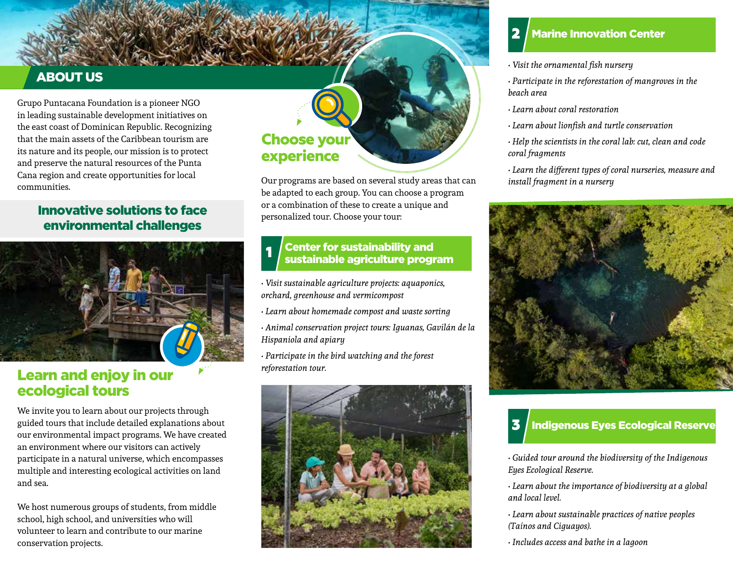## ABOUT US

Grupo Puntacana Foundation is a pioneer NGO in leading sustainable development initiatives on the east coast of Dominican Republic. Recognizing that the main assets of the Caribbean tourism are its nature and its people, our mission is to protect and preserve the natural resources of the Punta Cana region and create opportunities for local communities.

### Innovative solutions to face environmental challenges

## Learn and enjoy in our ecological tours

We invite you to learn about our projects through guided tours that include detailed explanations about our environmental impact programs. We have created an environment where our visitors can actively participate in a natural universe, which encompasses multiple and interesting ecological activities on land and sea.

We host numerous groups of students, from middle school, high school, and universities who will volunteer to learn and contribute to our marine conservation projects.

## Choose your experience

Our programs are based on several study areas that can be adapted to each group. You can choose a program or a combination of these to create a unique and personalized tour. Choose your tour:

### 1 Center for sustainability and sustainable agriculture program

- *Visit sustainable agriculture projects: aquaponics, orchard, greenhouse and vermicompost*
- *Learn about homemade compost and waste sorting*
- *Animal conservation project tours: Iguanas, Gavilán de la Hispaniola and apiary*
- *Participate in the bird watching and the forest reforestation tour.*

### 2 Marine Innovation Center

- *Visit the ornamental fish nursery*
- *Participate in the reforestation of mangroves in the beach area*
- *Learn about coral restoration*
- *Learn about lionfish and turtle conservation*
- *Help the scientists in the coral lab: cut, clean and code coral fragments*
- *Learn the different types of coral nurseries, measure and install fragment in a nursery*

### 3 Indigenous Eyes Ecological Reserve

- *Guided tour around the biodiversity of the Indigenous Eyes Ecological Reserve.*
- *Learn about the importance of biodiversity at a global and local level.*
- *Learn about sustainable practices of native peoples (Taínos and Ciguayos).*
- *Includes access and bathe in a lagoon*